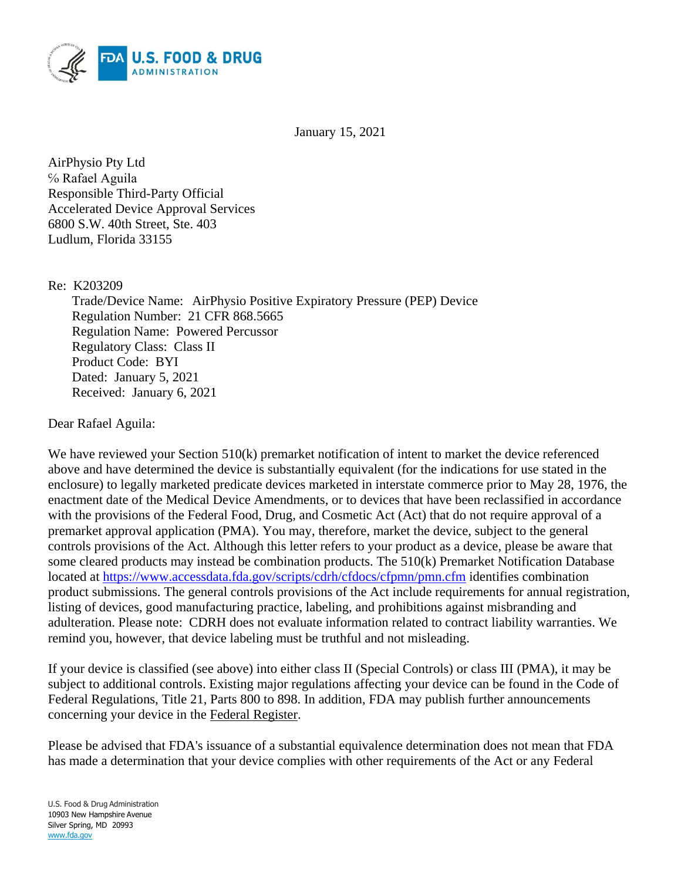U.S. FOOD & DRUG ADMINISTRATION

January 15, 2021

AirPhysio Pty Ltd
℅ Rafael Aguila
Responsible Third-Party Official
Accelerated Device Approval Services
6800 S.W. 40th Street, Ste. 403
Ludlum, Florida 33155

Re: K203209
Trade/Device Name: AirPhysio Positive Expiratory Pressure (PEP) Device
Regulation Number: 21 CFR 868.5665
Regulation Name: Powered Percussor
Regulatory Class: Class II
Product Code: BYI
Dated: January 5, 2021
Received: January 6, 2021

Dear Rafael Aguila:

We have reviewed your Section 510(k) premarket notification of intent to market the device referenced above and have determined the device is substantially equivalent (for the indications for use stated in the enclosure) to legally marketed predicate devices marketed in interstate commerce prior to May 28, 1976, the enactment date of the Medical Device Amendments, or to devices that have been reclassified in accordance with the provisions of the Federal Food, Drug, and Cosmetic Act (Act) that do not require approval of a premarket approval application (PMA). You may, therefore, market the device, subject to the general controls provisions of the Act. Although this letter refers to your product as a device, please be aware that some cleared products may instead be combination products. The 510(k) Premarket Notification Database located at https://www.accessdata.fda.gov/scripts/cdrh/cfdocs/cfpmn/pmn.cfm identifies combination product submissions. The general controls provisions of the Act include requirements for annual registration, listing of devices, good manufacturing practice, labeling, and prohibitions against misbranding and adulteration. Please note: CDRH does not evaluate information related to contract liability warranties. We remind you, however, that device labeling must be truthful and not misleading.

If your device is classified (see above) into either class II (Special Controls) or class III (PMA), it may be subject to additional controls. Existing major regulations affecting your device can be found in the Code of Federal Regulations, Title 21, Parts 800 to 898. In addition, FDA may publish further announcements concerning your device in the Federal Register.

Please be advised that FDA's issuance of a substantial equivalence determination does not mean that FDA has made a determination that your device complies with other requirements of the Act or any Federal

U.S. Food & Drug Administration
10903 New Hampshire Avenue
Silver Spring, MD 20993
www.fda.gov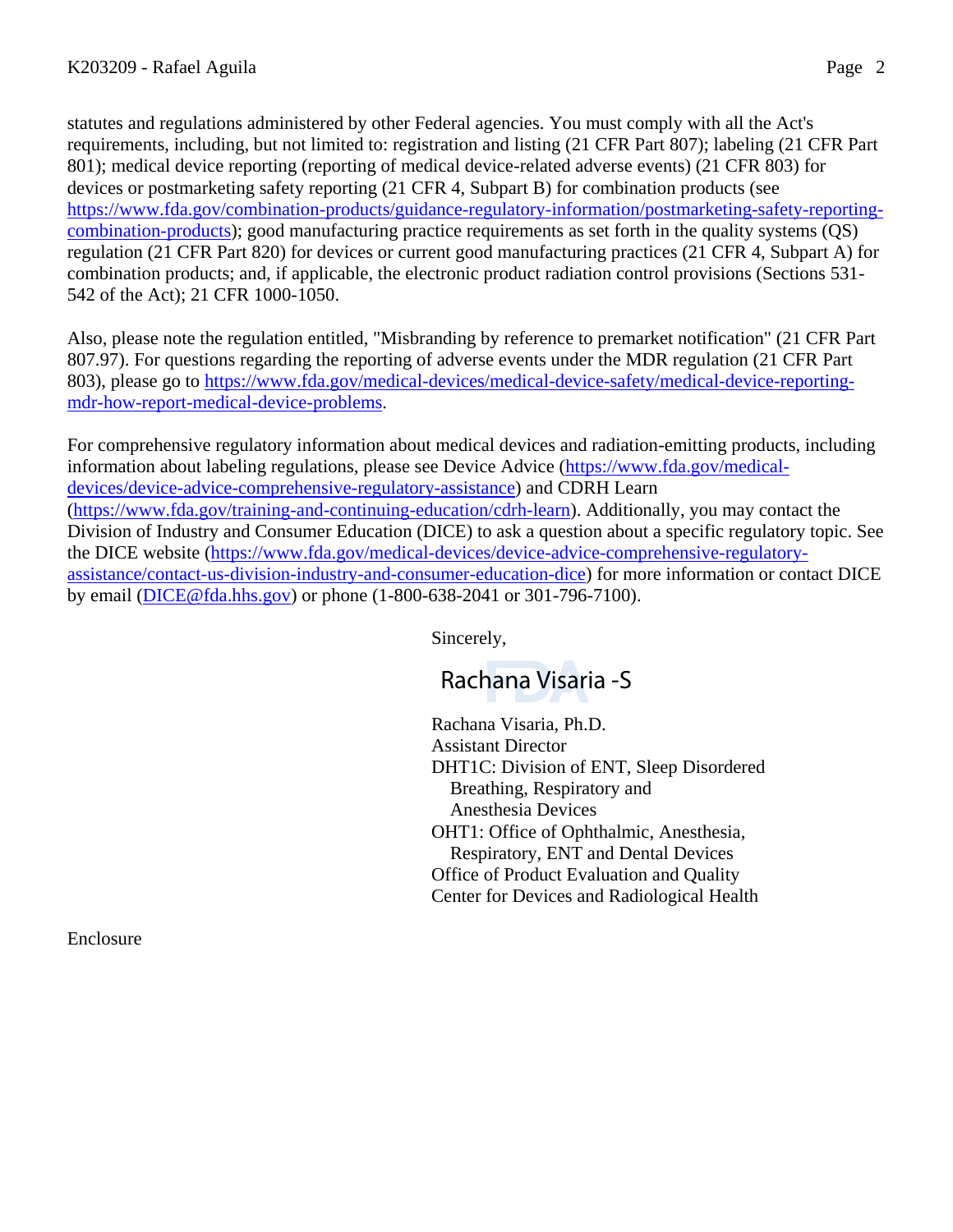statutes and regulations administered by other Federal agencies. You must comply with all the Act's requirements, including, but not limited to: registration and listing (21 CFR Part 807); labeling (21 CFR Part 801); medical device reporting (reporting of medical device-related adverse events) (21 CFR 803) for devices or postmarketing safety reporting (21 CFR 4, Subpart B) for combination products (see https://www.fda.gov/combination-products/guidance-regulatory-information/postmarketing-safety-reporting-combination-products); good manufacturing practice requirements as set forth in the quality systems (QS) regulation (21 CFR Part 820) for devices or current good manufacturing practices (21 CFR 4, Subpart A) for combination products; and, if applicable, the electronic product radiation control provisions (Sections 531-542 of the Act); 21 CFR 1000-1050.

Also, please note the regulation entitled, "Misbranding by reference to premarket notification" (21 CFR Part 807.97). For questions regarding the reporting of adverse events under the MDR regulation (21 CFR Part 803), please go to https://www.fda.gov/medical-devices/medical-device-safety/medical-device-reporting-mdr-how-report-medical-device-problems.

For comprehensive regulatory information about medical devices and radiation-emitting products, including information about labeling regulations, please see Device Advice (https://www.fda.gov/medical-devices/device-advice-comprehensive-regulatory-assistance) and CDRH Learn (https://www.fda.gov/training-and-continuing-education/cdrh-learn). Additionally, you may contact the Division of Industry and Consumer Education (DICE) to ask a question about a specific regulatory topic. See the DICE website (https://www.fda.gov/medical-devices/device-advice-comprehensive-regulatory-assistance/contact-us-division-industry-and-consumer-education-dice) for more information or contact DICE by email (DICE@fda.hhs.gov) or phone (1-800-638-2041 or 301-796-7100).

Sincerely,

Rachana Visaria -S

Rachana Visaria, Ph.D.
Assistant Director
DHT1C: Division of ENT, Sleep Disordered Breathing, Respiratory and Anesthesia Devices
OHT1: Office of Ophthalmic, Anesthesia, Respiratory, ENT and Dental Devices
Office of Product Evaluation and Quality
Center for Devices and Radiological Health

Enclosure